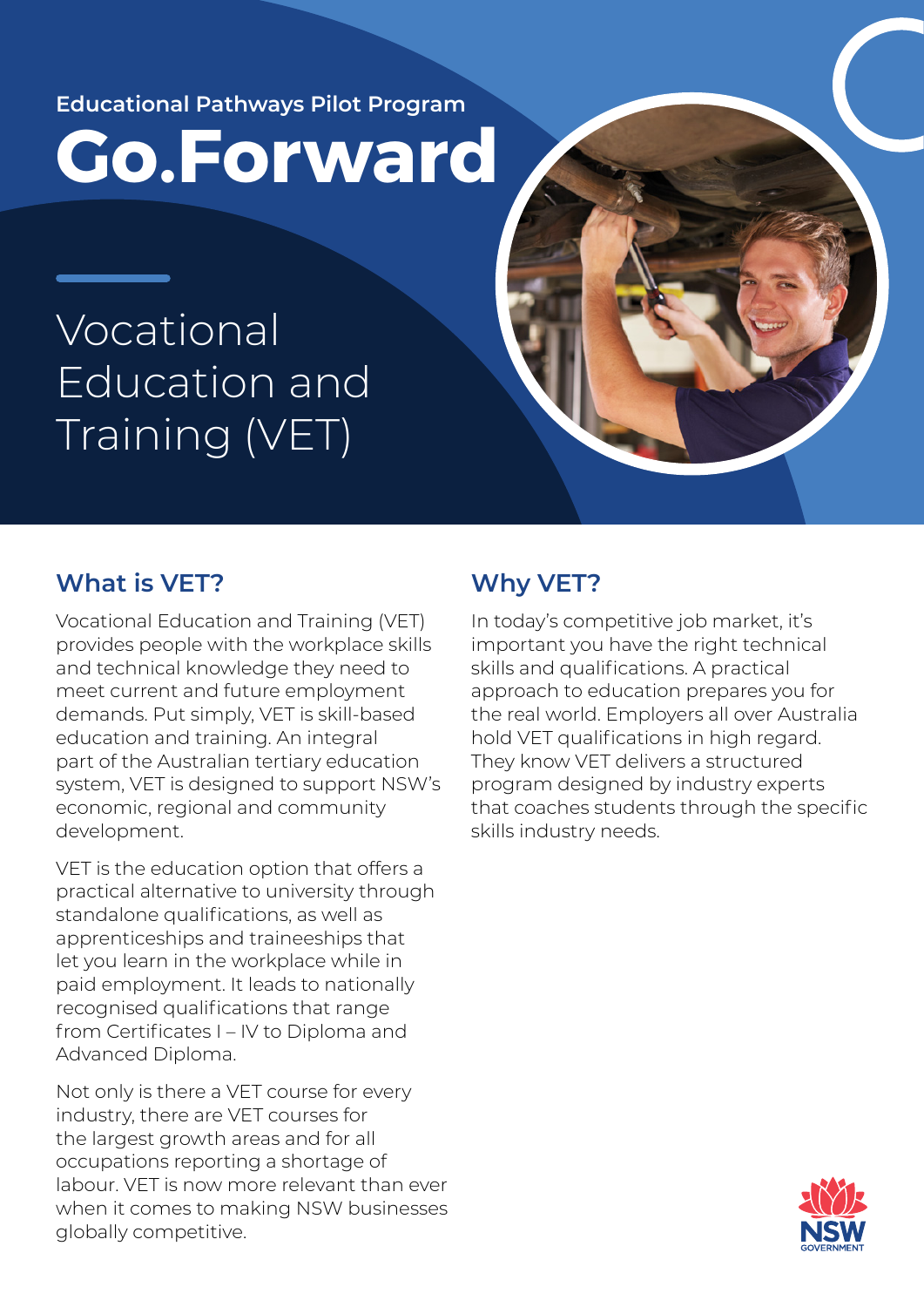Educational Pathways Pilot Program

# Go.Forward

## Vocational Education and Training (VET)

### What is VET?

Vocational Education and Training (VET) provides people with the workplace skills and technical knowledge they need to meet current and future employment demands. Put simply, VET is skill-based education and training. An integral part of the Australian tertiary education system, VET is designed to support NSW's economic, regional and community development.

VET is the education option that offers a practical alternative to university through standalone qualifications, as well as apprenticeships and traineeships that let you learn in the workplace while in paid employment. It leads to nationally recognised qualifications that range from Certificates I – IV to Diploma and Advanced Diploma.

Not only is there a VET course for every industry, there are VET courses for the largest growth areas and for all occupations reporting a shortage of labour. VET is now more relevant than ever when it comes to making NSW businesses globally competitive.

### Why VET?

In today's competitive job market, it's important you have the right technical skills and qualifications. A practical approach to education prepares you for the real world. Employers all over Australia hold VET qualifications in high regard. They know VET delivers a structured program designed by industry experts that coaches students through the specific skills industry needs.

NSW GOVERNMENT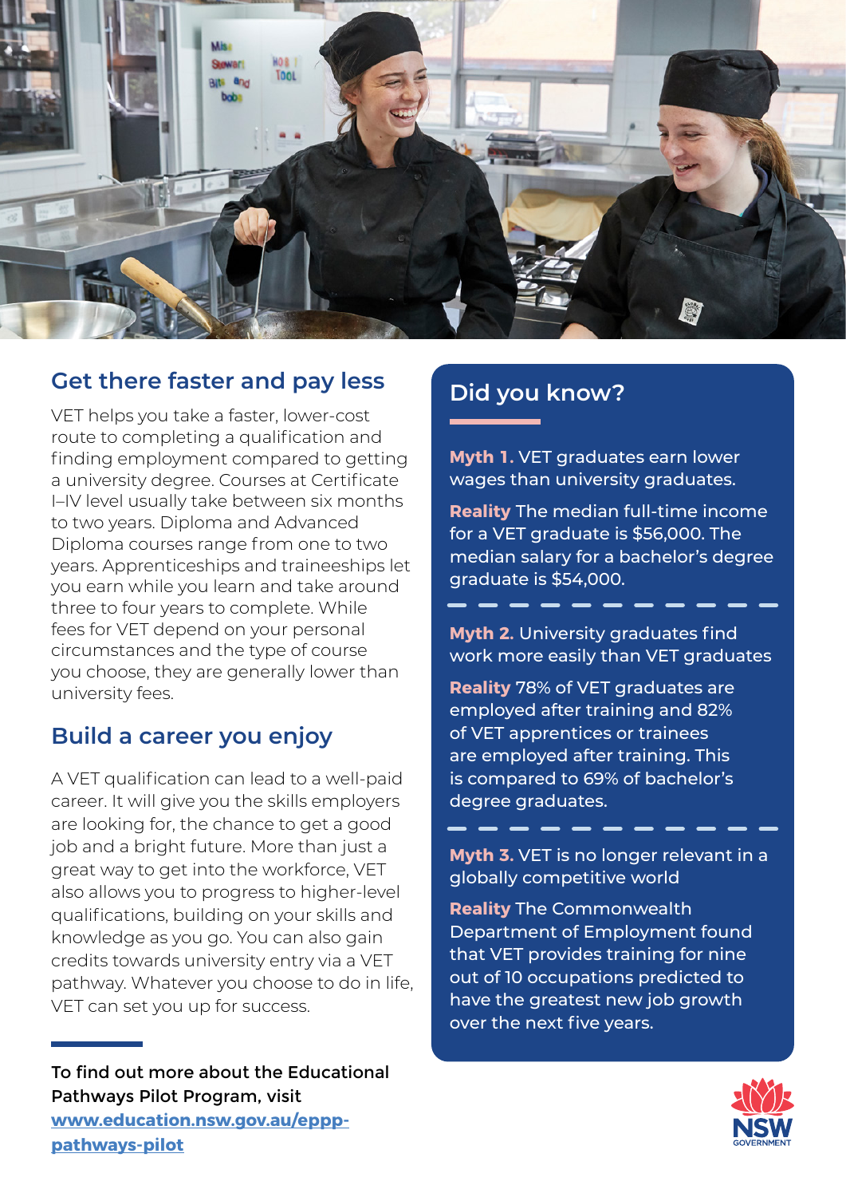## Get there faster and pay less

VET helps you take a faster, lower-cost route to completing a qualification and finding employment compared to getting a university degree. Courses at Certificate I–IV level usually take between six months to two years. Diploma and Advanced Diploma courses range from one to two years. Apprenticeships and traineeships let you earn while you learn and take around three to four years to complete. While fees for VET depend on your personal circumstances and the type of course you choose, they are generally lower than university fees.

## Build a career you enjoy

A VET qualification can lead to a well-paid career. It will give you the skills employers are looking for, the chance to get a good job and a bright future. More than just a great way to get into the workforce, VET also allows you to progress to higher-level qualifications, building on your skills and knowledge as you go. You can also gain credits towards university entry via a VET pathway. Whatever you choose to do in life, VET can set you up for success.

To find out more about the Educational Pathways Pilot Program, visit [www.education.nsw.gov.au/eppp-pathways-pilot](www.education.nsw.gov.au/eppp-pathways-pilot)

## Did you know?

**Myth 1.** VET graduates earn lower wages than university graduates.

**Reality** The median full-time income for a VET graduate is $56,000. The median salary for a bachelor's degree graduate is $54,000.

**Myth 2.** University graduates find work more easily than VET graduates

**Reality** 78% of VET graduates are employed after training and 82% of VET apprentices or trainees are employed after training. This is compared to 69% of bachelor's degree graduates.

**Myth 3.** VET is no longer relevant in a globally competitive world

**Reality** The Commonwealth Department of Employment found that VET provides training for nine out of 10 occupations predicted to have the greatest new job growth over the next five years.